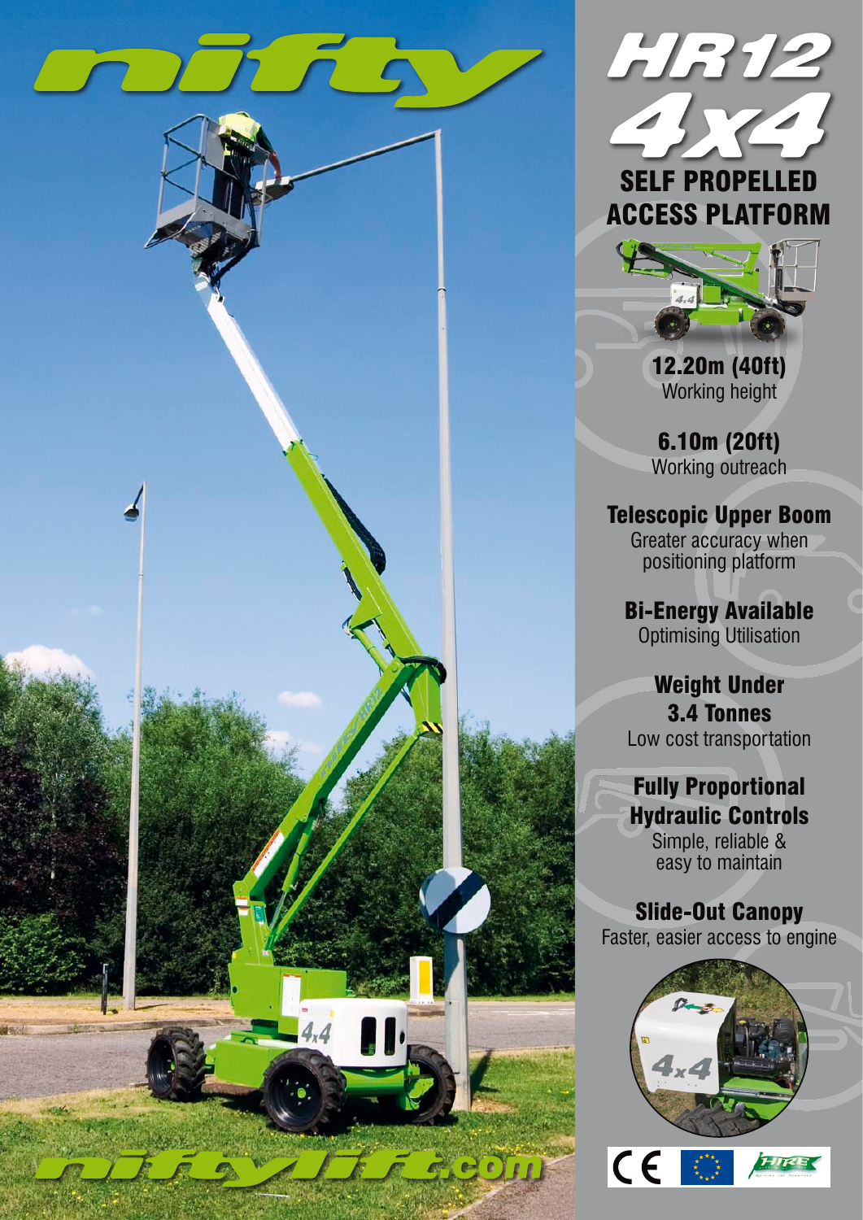# nifty

# HR12 4x4

## SELF PROPELLED ACCESS PLATFORM

**12.20m (40ft)**
Working height

**6.10m (20ft)**
Working outreach

**Telescopic Upper Boom**
Greater accuracy when positioning platform

**Bi-Energy Available**
Optimising Utilisation

**Weight Under 3.4 Tonnes**
Low cost transportation

**Fully Proportional Hydraulic Controls**
Simple, reliable & easy to maintain

**Slide-Out Canopy**
Faster, easier access to engine

niftylift.com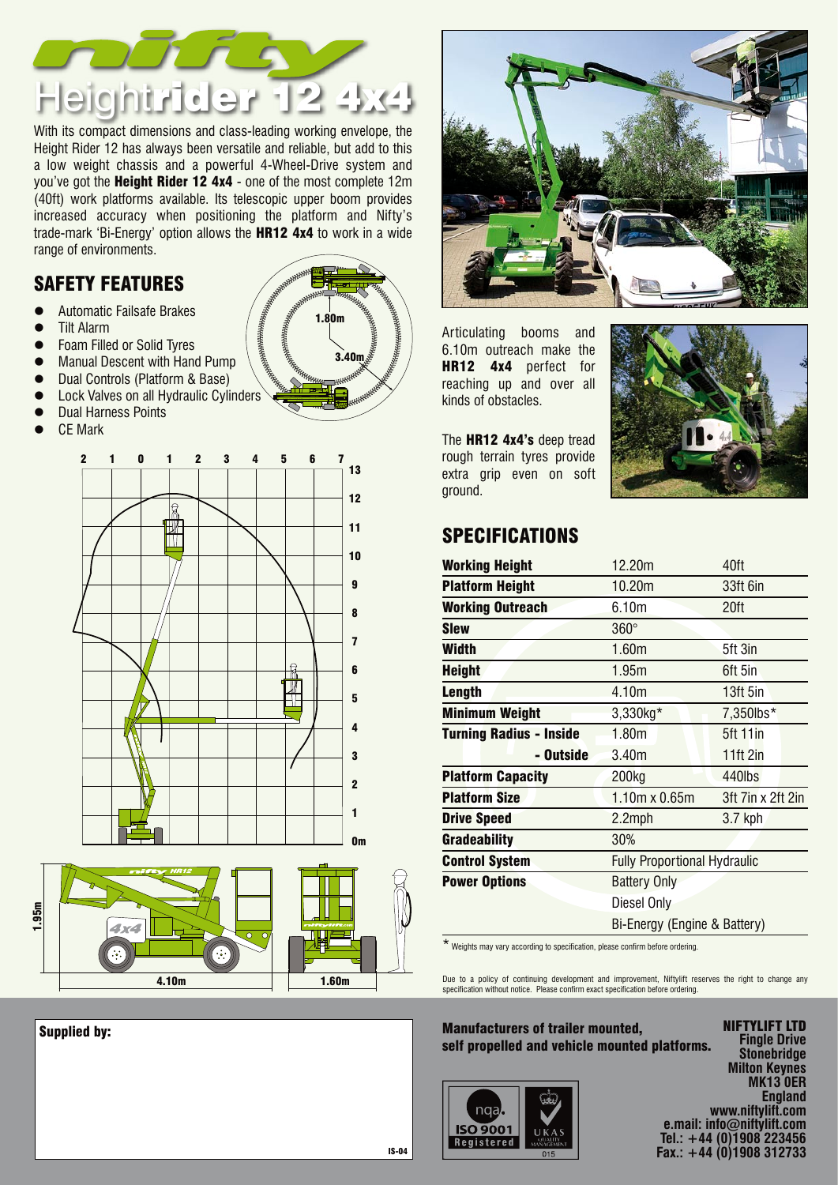# nifty Heightrider 12 4x4

With its compact dimensions and class-leading working envelope, the Height Rider 12 has always been versatile and reliable, but add to this a low weight chassis and a powerful 4-Wheel-Drive system and you've got the **Height Rider 12 4x4** - one of the most complete 12m (40ft) work platforms available. Its telescopic upper boom provides increased accuracy when positioning the platform and Nifty's trade-mark 'Bi-Energy' option allows the **HR12 4x4** to work in a wide range of environments.

## SAFETY FEATURES

- Automatic Failsafe Brakes
- Tilt Alarm
- Foam Filled or Solid Tyres
- Manual Descent with Hand Pump
- Dual Controls (Platform & Base)
- Lock Valves on all Hydraulic Cylinders
- Dual Harness Points
- CE Mark

1.80m
3.40m

2 1 0 1 2 3 4 5 6 7

13 12 11 10 9 8 7 6 5 4 3 2 1 0m

1.95m
4.10m
1.60m

Articulating booms and 6.10m outreach make the **HR12 4x4** perfect for reaching up and over all kinds of obstacles.

The **HR12 4x4's** deep tread rough terrain tyres provide extra grip even on soft ground.

## SPECIFICATIONS

| | | |
|---|---|---|
| **Working Height** | 12.20m | 40ft |
| **Platform Height** | 10.20m | 33ft 6in |
| **Working Outreach** | 6.10m | 20ft |
| **Slew** | 360° | |
| **Width** | 1.60m | 5ft 3in |
| **Height** | 1.95m | 6ft 5in |
| **Length** | 4.10m | 13ft 5in |
| **Minimum Weight** | 3,330kg* | 7,350lbs* |
| **Turning Radius - Inside** | 1.80m | 5ft 11in |
| **- Outside** | 3.40m | 11ft 2in |
| **Platform Capacity** | 200kg | 440lbs |
| **Platform Size** | 1.10m x 0.65m | 3ft 7in x 2ft 2in |
| **Drive Speed** | 2.2mph | 3.7 kph |
| **Gradeability** | 30% | |
| **Control System** | Fully Proportional Hydraulic | |
| **Power Options** | Battery Only | |
| | Diesel Only | |
| | Bi-Energy (Engine & Battery) | |

* Weights may vary according to specification, please confirm before ordering.

Due to a policy of continuing development and improvement, Niftylift reserves the right to change any specification without notice. Please confirm exact specification before ordering.

**Supplied by:**

IS-04

**Manufacturers of trailer mounted, self propelled and vehicle mounted platforms.**

ISO 9001 Registered

**NIFTYLIFT LTD**
**Fingle Drive**
**Stonebridge**
**Milton Keynes**
**MK13 0ER**
**England**
**www.niftylift.com**
**e.mail: info@niftylift.com**
**Tel.: +44 (0)1908 223456**
**Fax.: +44 (0)1908 312733**